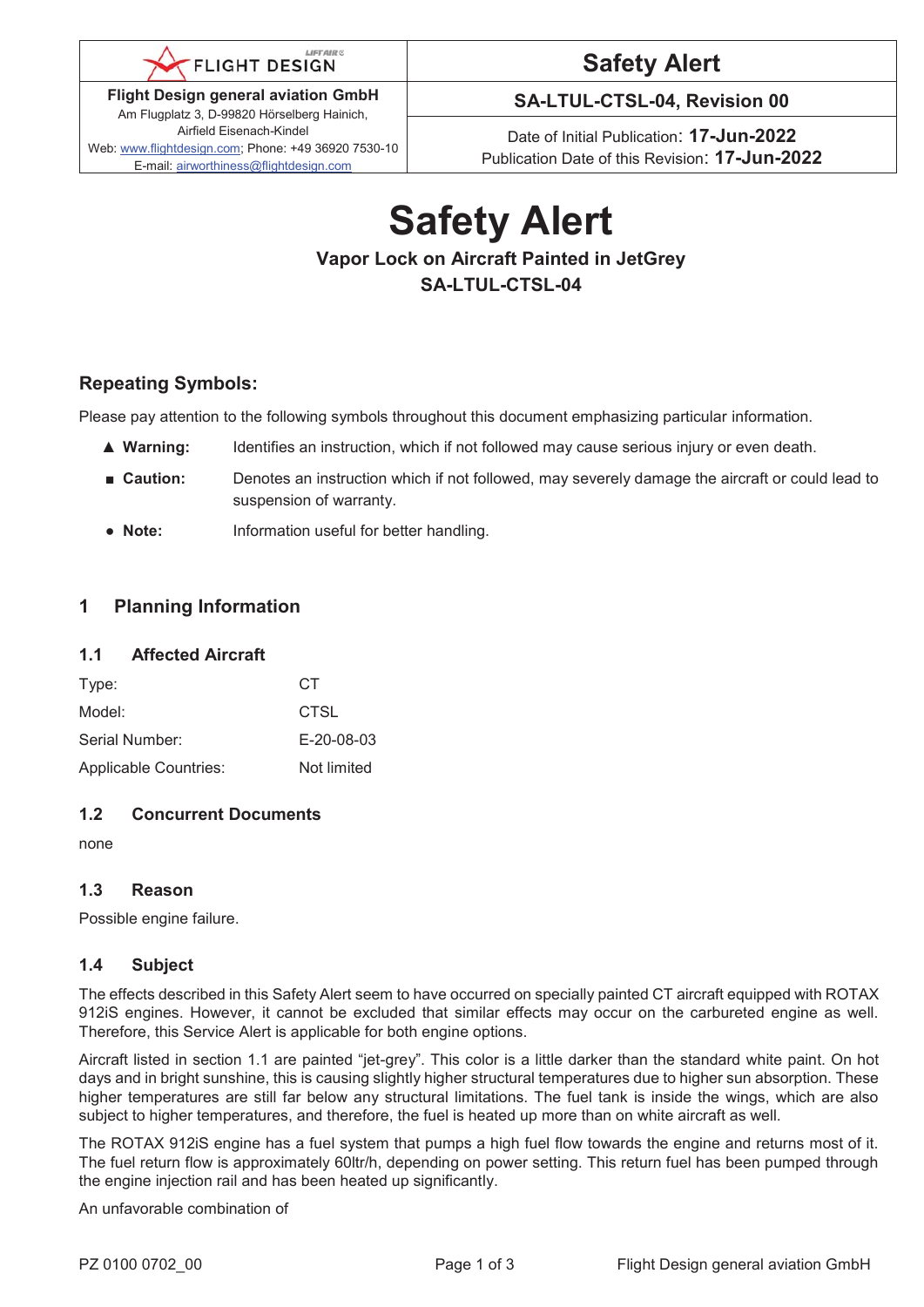| FLIGHT DESIGN | Safety Alert |
|---|---|
| **Flight Design general aviation GmbH**<br>Am Flugplatz 3, D-99820 Hörselberg Hainich, Airfield Eisenach-Kindel<br>Web: www.flightdesign.com; Phone: +49 36920 7530-10<br>E-mail: airworthiness@flightdesign.com | **SA-LTUL-CTSL-04, Revision 00** |
| | Date of Initial Publication: **17-Jun-2022**<br>Publication Date of this Revision: **17-Jun-2022** |

# Safety Alert

**Vapor Lock on Aircraft Painted in JetGrey**

**SA-LTUL-CTSL-04**

## Repeating Symbols:

Please pay attention to the following symbols throughout this document emphasizing particular information.

- ▲ **Warning:** Identifies an instruction, which if not followed may cause serious injury or even death.
- ■ **Caution:** Denotes an instruction which if not followed, may severely damage the aircraft or could lead to suspension of warranty.
- ● **Note:** Information useful for better handling.

## 1 Planning Information

### 1.1 Affected Aircraft

| | |
|---|---|
| Type: | CT |
| Model: | CTSL |
| Serial Number: | E-20-08-03 |
| Applicable Countries: | Not limited |

### 1.2 Concurrent Documents

none

### 1.3 Reason

Possible engine failure.

### 1.4 Subject

The effects described in this Safety Alert seem to have occurred on specially painted CT aircraft equipped with ROTAX 912iS engines. However, it cannot be excluded that similar effects may occur on the carbureted engine as well. Therefore, this Service Alert is applicable for both engine options.

Aircraft listed in section 1.1 are painted "jet-grey". This color is a little darker than the standard white paint. On hot days and in bright sunshine, this is causing slightly higher structural temperatures due to higher sun absorption. These higher temperatures are still far below any structural limitations. The fuel tank is inside the wings, which are also subject to higher temperatures, and therefore, the fuel is heated up more than on white aircraft as well.

The ROTAX 912iS engine has a fuel system that pumps a high fuel flow towards the engine and returns most of it. The fuel return flow is approximately 60ltr/h, depending on power setting. This return fuel has been pumped through the engine injection rail and has been heated up significantly.

An unfavorable combination of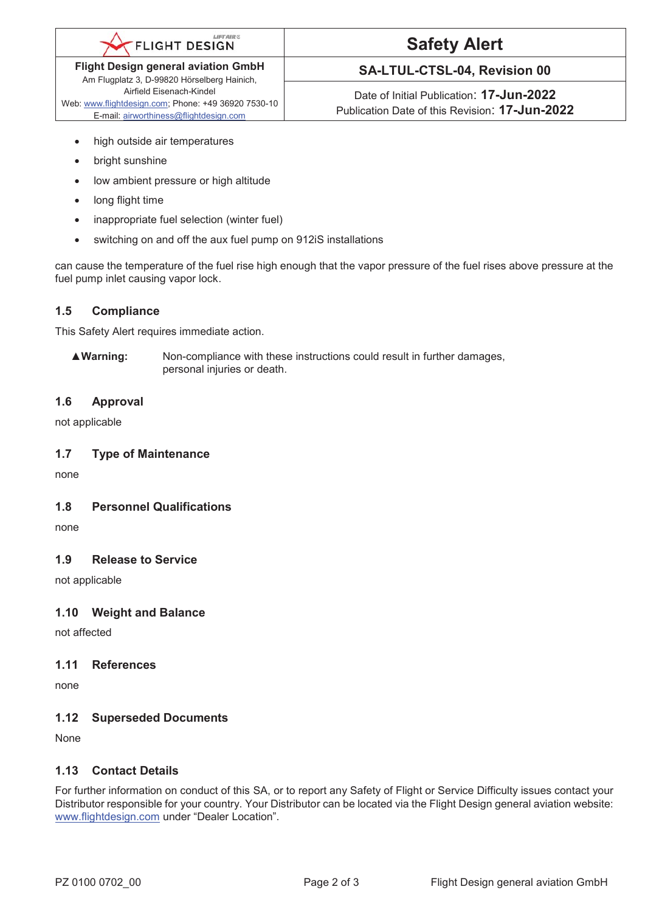- high outside air temperatures
- bright sunshine
- low ambient pressure or high altitude
- long flight time
- inappropriate fuel selection (winter fuel)
- switching on and off the aux fuel pump on 912iS installations

can cause the temperature of the fuel rise high enough that the vapor pressure of the fuel rises above pressure at the fuel pump inlet causing vapor lock.

## 1.5 Compliance

This Safety Alert requires immediate action.

**▲Warning:** Non-compliance with these instructions could result in further damages, personal injuries or death.

## 1.6 Approval

not applicable

## 1.7 Type of Maintenance

none

## 1.8 Personnel Qualifications

none

## 1.9 Release to Service

not applicable

## 1.10 Weight and Balance

not affected

## 1.11 References

none

## 1.12 Superseded Documents

None

## 1.13 Contact Details

For further information on conduct of this SA, or to report any Safety of Flight or Service Difficulty issues contact your Distributor responsible for your country. Your Distributor can be located via the Flight Design general aviation website: www.flightdesign.com under "Dealer Location".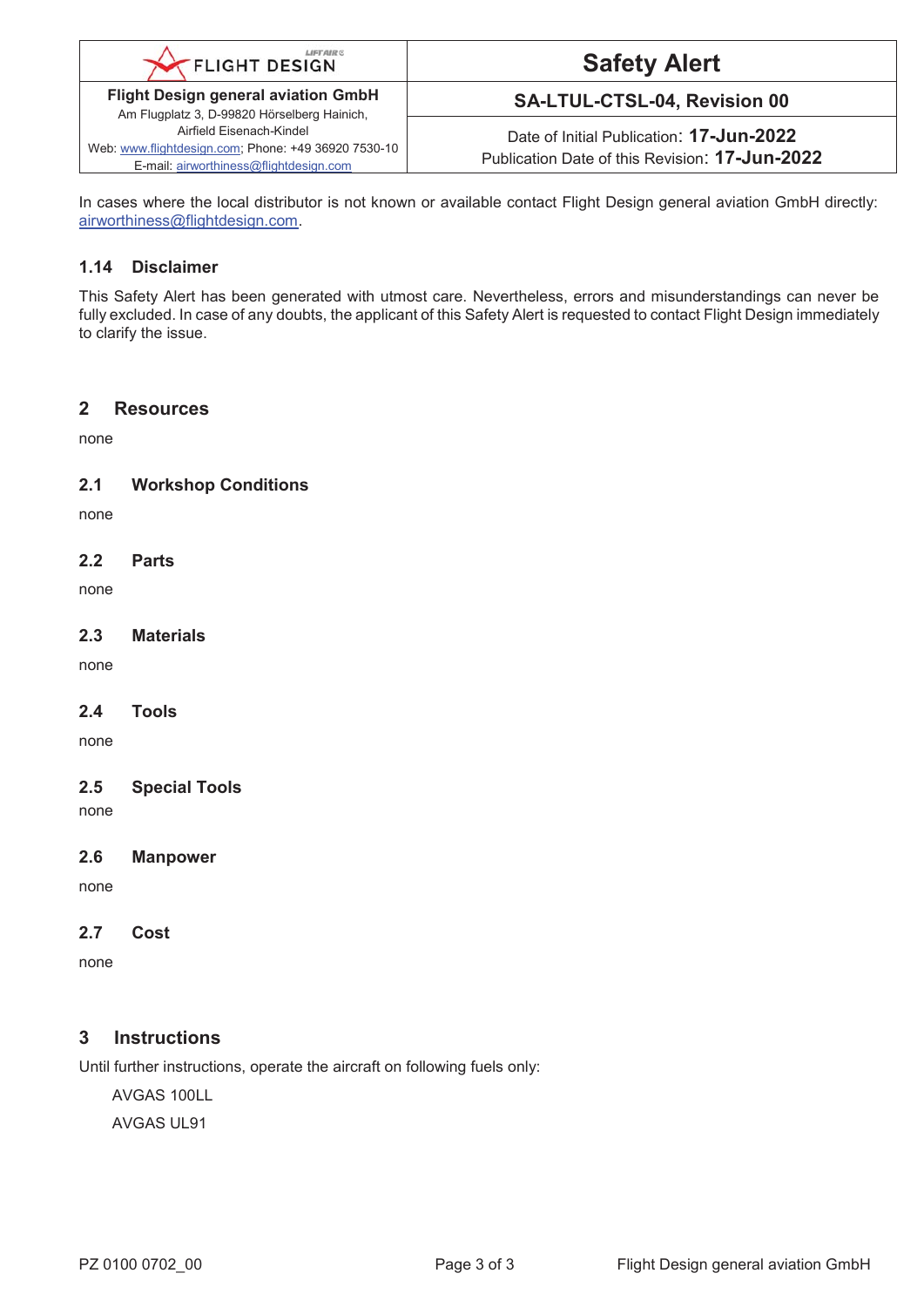In cases where the local distributor is not known or available contact Flight Design general aviation GmbH directly: airworthiness@flightdesign.com.

### 1.14 Disclaimer

This Safety Alert has been generated with utmost care. Nevertheless, errors and misunderstandings can never be fully excluded. In case of any doubts, the applicant of this Safety Alert is requested to contact Flight Design immediately to clarify the issue.

## 2 Resources

none

### 2.1 Workshop Conditions

none

### 2.2 Parts

none

### 2.3 Materials

none

### 2.4 Tools

none

### 2.5 Special Tools

none

### 2.6 Manpower

none

### 2.7 Cost

none

## 3 Instructions

Until further instructions, operate the aircraft on following fuels only:

AVGAS 100LL

AVGAS UL91